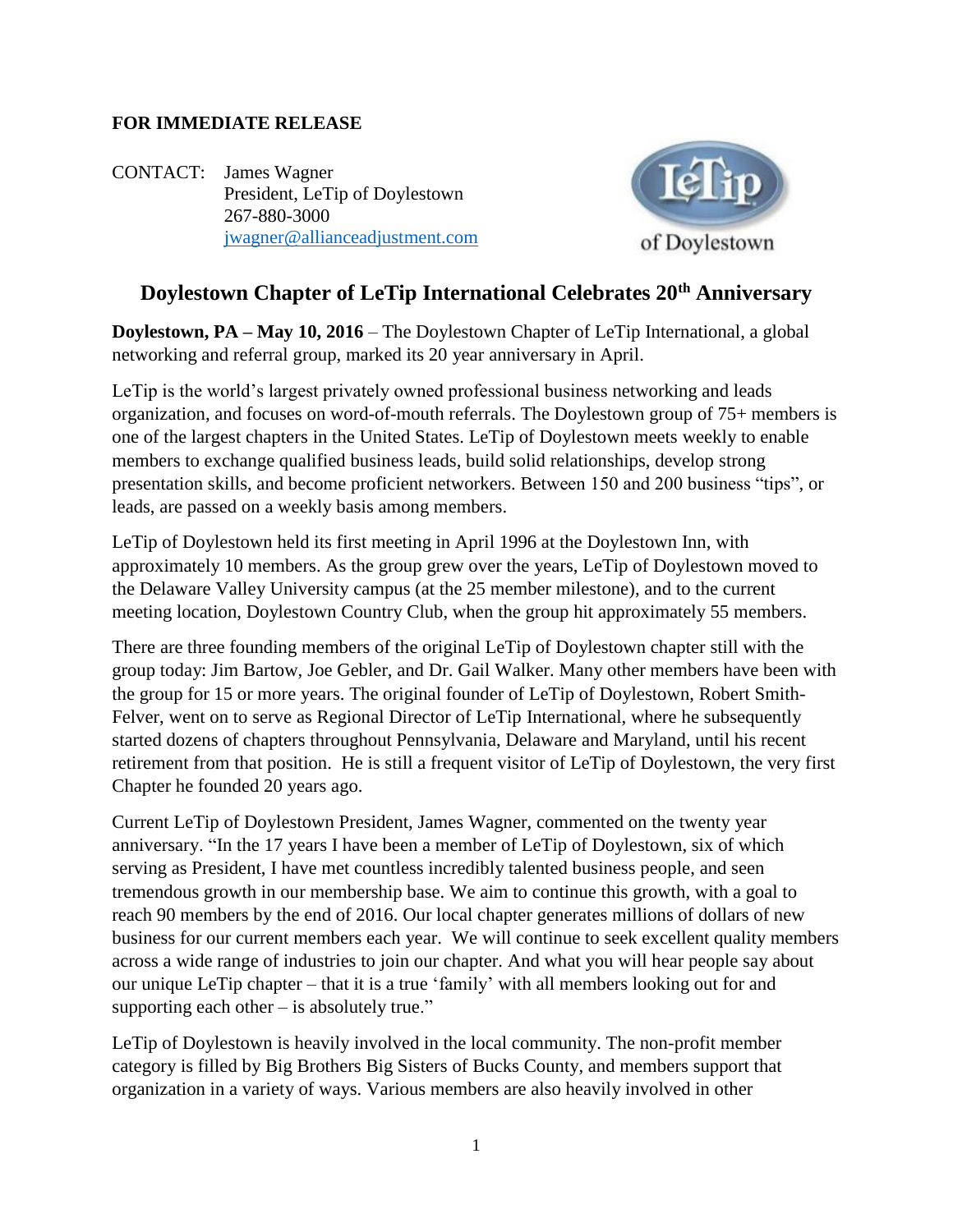**FOR IMMEDIATE RELEASE**

CONTACT: James Wagner
President, LeTip of Doylestown
267-880-3000
jwagner@allianceadjustment.com

LeTip of Doylestown

# Doylestown Chapter of LeTip International Celebrates 20th Anniversary

**Doylestown, PA – May 10, 2016** – The Doylestown Chapter of LeTip International, a global networking and referral group, marked its 20 year anniversary in April.

LeTip is the world's largest privately owned professional business networking and leads organization, and focuses on word-of-mouth referrals. The Doylestown group of 75+ members is one of the largest chapters in the United States. LeTip of Doylestown meets weekly to enable members to exchange qualified business leads, build solid relationships, develop strong presentation skills, and become proficient networkers. Between 150 and 200 business "tips", or leads, are passed on a weekly basis among members.

LeTip of Doylestown held its first meeting in April 1996 at the Doylestown Inn, with approximately 10 members. As the group grew over the years, LeTip of Doylestown moved to the Delaware Valley University campus (at the 25 member milestone), and to the current meeting location, Doylestown Country Club, when the group hit approximately 55 members.

There are three founding members of the original LeTip of Doylestown chapter still with the group today: Jim Bartow, Joe Gebler, and Dr. Gail Walker. Many other members have been with the group for 15 or more years. The original founder of LeTip of Doylestown, Robert Smith-Felver, went on to serve as Regional Director of LeTip International, where he subsequently started dozens of chapters throughout Pennsylvania, Delaware and Maryland, until his recent retirement from that position. He is still a frequent visitor of LeTip of Doylestown, the very first Chapter he founded 20 years ago.

Current LeTip of Doylestown President, James Wagner, commented on the twenty year anniversary. "In the 17 years I have been a member of LeTip of Doylestown, six of which serving as President, I have met countless incredibly talented business people, and seen tremendous growth in our membership base. We aim to continue this growth, with a goal to reach 90 members by the end of 2016. Our local chapter generates millions of dollars of new business for our current members each year. We will continue to seek excellent quality members across a wide range of industries to join our chapter. And what you will hear people say about our unique LeTip chapter – that it is a true 'family' with all members looking out for and supporting each other – is absolutely true."

LeTip of Doylestown is heavily involved in the local community. The non-profit member category is filled by Big Brothers Big Sisters of Bucks County, and members support that organization in a variety of ways. Various members are also heavily involved in other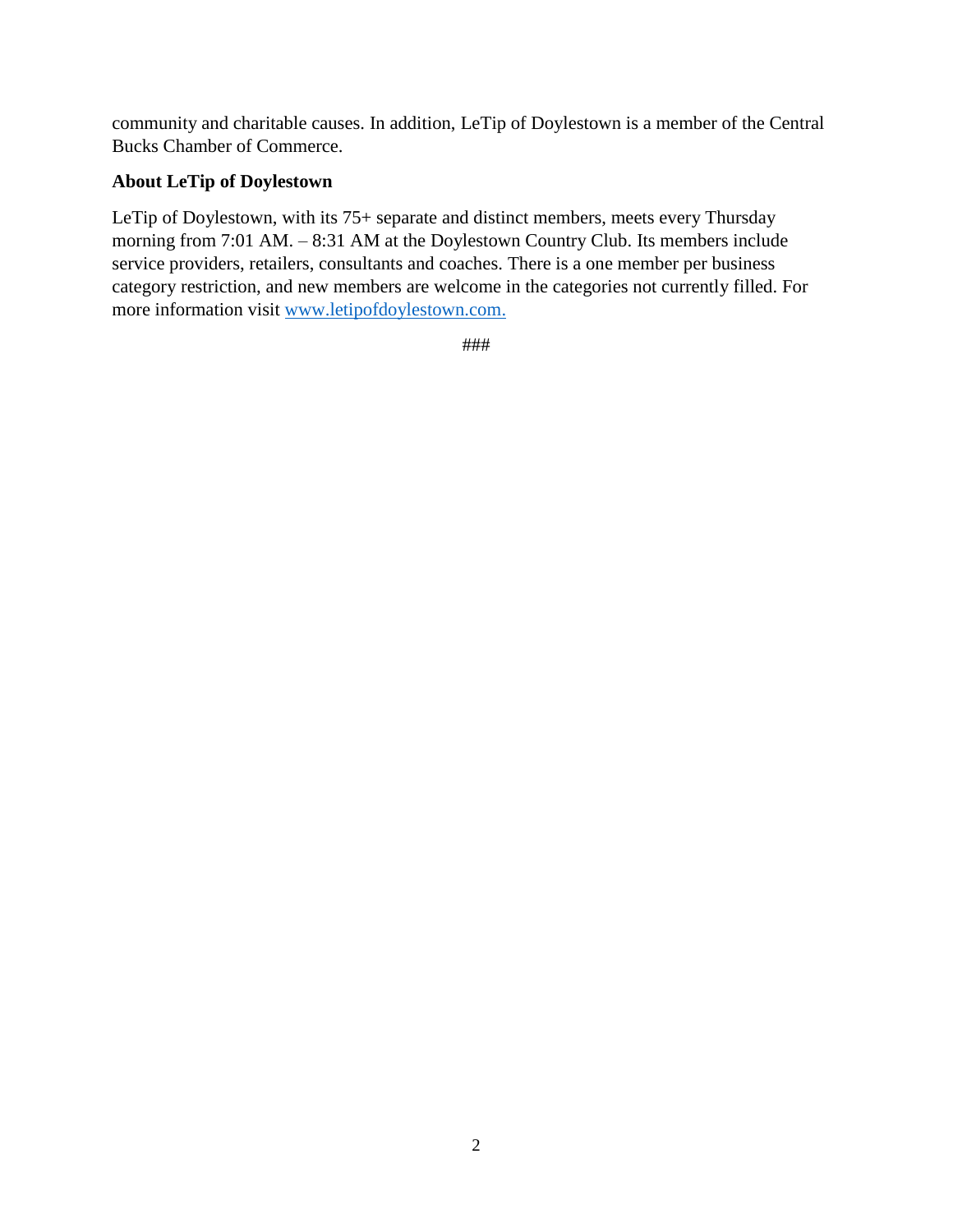community and charitable causes. In addition, LeTip of Doylestown is a member of the Central Bucks Chamber of Commerce.

**About LeTip of Doylestown**

LeTip of Doylestown, with its 75+ separate and distinct members, meets every Thursday morning from 7:01 AM. – 8:31 AM at the Doylestown Country Club. Its members include service providers, retailers, consultants and coaches. There is a one member per business category restriction, and new members are welcome in the categories not currently filled. For more information visit [www.letipofdoylestown.com.](http://www.letipofdoylestown.com)

###